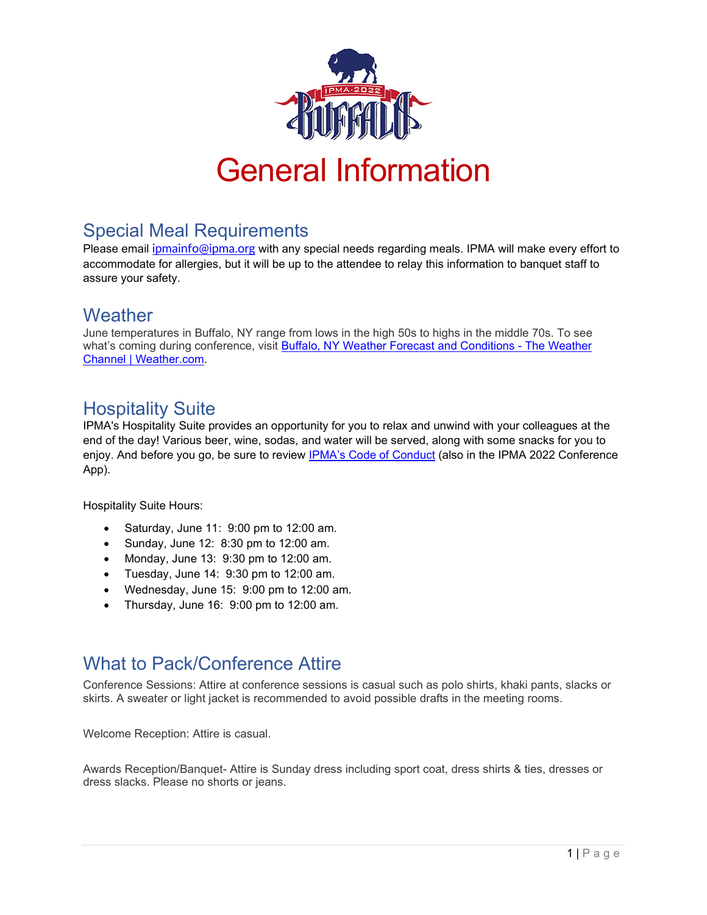# General Information

## Special Meal Requirements

Please email [ipmainfo@ipma.org](mailto:ipmainfo@ipma.org) with any special needs regarding meals. IPMA will make every effort to accommodate for allergies, but it will be up to the attendee to relay this information to banquet staff to assure your safety.

## Weather

June temperatures in Buffalo, NY range from lows in the high 50s to highs in the middle 70s. To see what's coming during conference, visit Buffalo, NY Weather Forecast and Conditions - The Weather Channel | Weather.com.

## Hospitality Suite

IPMA's Hospitality Suite provides an opportunity for you to relax and unwind with your colleagues at the end of the day! Various beer, wine, sodas, and water will be served, along with some snacks for you to enjoy. And before you go, be sure to review IPMA's Code of Conduct (also in the IPMA 2022 Conference App).

Hospitality Suite Hours:

- Saturday, June 11: 9:00 pm to 12:00 am.
- Sunday, June 12: 8:30 pm to 12:00 am.
- Monday, June 13: 9:30 pm to 12:00 am.
- Tuesday, June 14: 9:30 pm to 12:00 am.
- Wednesday, June 15: 9:00 pm to 12:00 am.
- Thursday, June 16: 9:00 pm to 12:00 am.

## What to Pack/Conference Attire

Conference Sessions: Attire at conference sessions is casual such as polo shirts, khaki pants, slacks or skirts. A sweater or light jacket is recommended to avoid possible drafts in the meeting rooms.

Welcome Reception: Attire is casual.

Awards Reception/Banquet- Attire is Sunday dress including sport coat, dress shirts & ties, dresses or dress slacks. Please no shorts or jeans.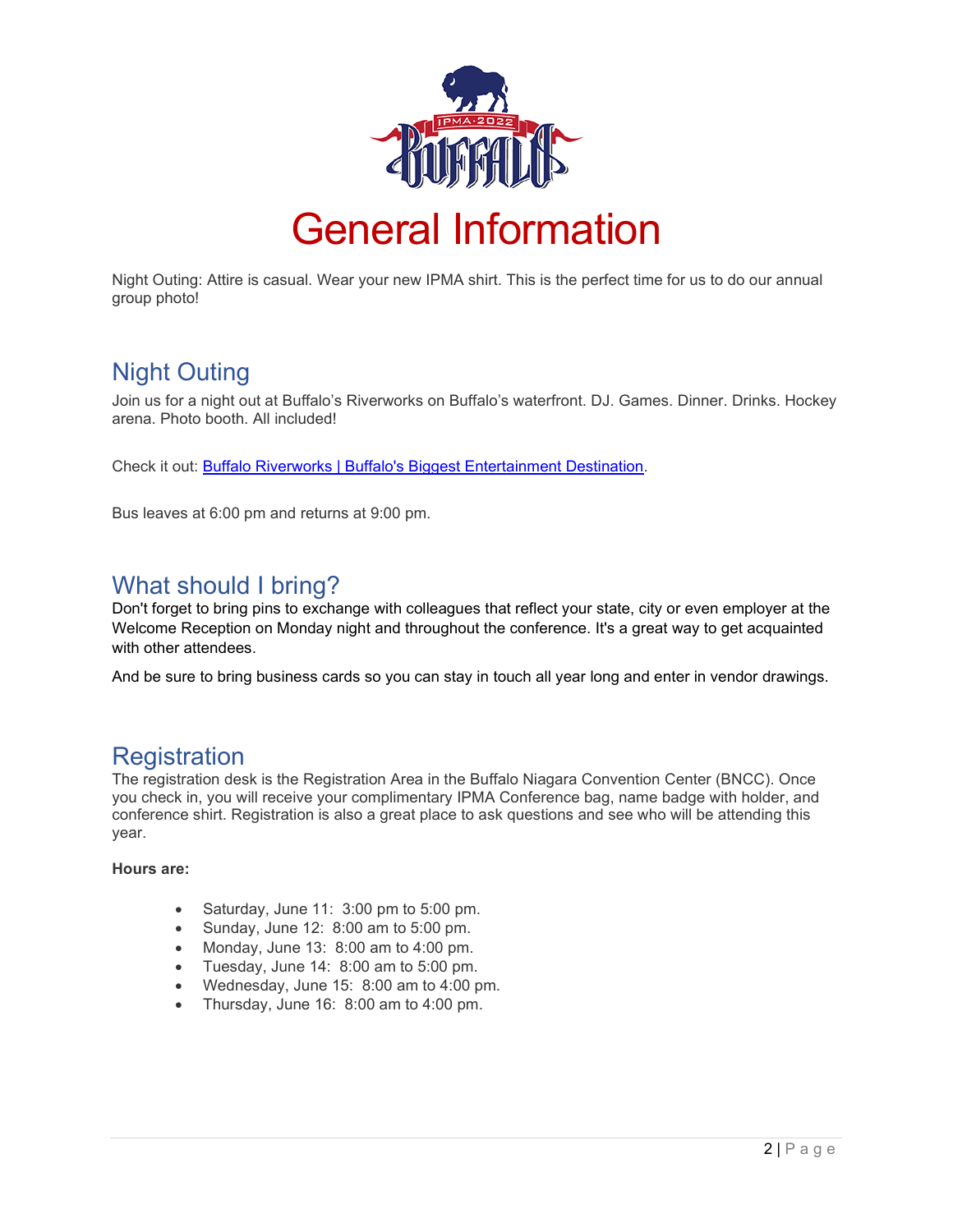# General Information

Night Outing: Attire is casual. Wear your new IPMA shirt. This is the perfect time for us to do our annual group photo!

## Night Outing

Join us for a night out at Buffalo's Riverworks on Buffalo's waterfront. DJ. Games. Dinner. Drinks. Hockey arena. Photo booth. All included!

Check it out: [Buffalo Riverworks | Buffalo's Biggest Entertainment Destination](#).

Bus leaves at 6:00 pm and returns at 9:00 pm.

## What should I bring?

Don't forget to bring pins to exchange with colleagues that reflect your state, city or even employer at the Welcome Reception on Monday night and throughout the conference. It's a great way to get acquainted with other attendees.

And be sure to bring business cards so you can stay in touch all year long and enter in vendor drawings.

## Registration

The registration desk is the Registration Area in the Buffalo Niagara Convention Center (BNCC). Once you check in, you will receive your complimentary IPMA Conference bag, name badge with holder, and conference shirt. Registration is also a great place to ask questions and see who will be attending this year.

**Hours are:**

- Saturday, June 11: 3:00 pm to 5:00 pm.
- Sunday, June 12: 8:00 am to 5:00 pm.
- Monday, June 13: 8:00 am to 4:00 pm.
- Tuesday, June 14: 8:00 am to 5:00 pm.
- Wednesday, June 15: 8:00 am to 4:00 pm.
- Thursday, June 16: 8:00 am to 4:00 pm.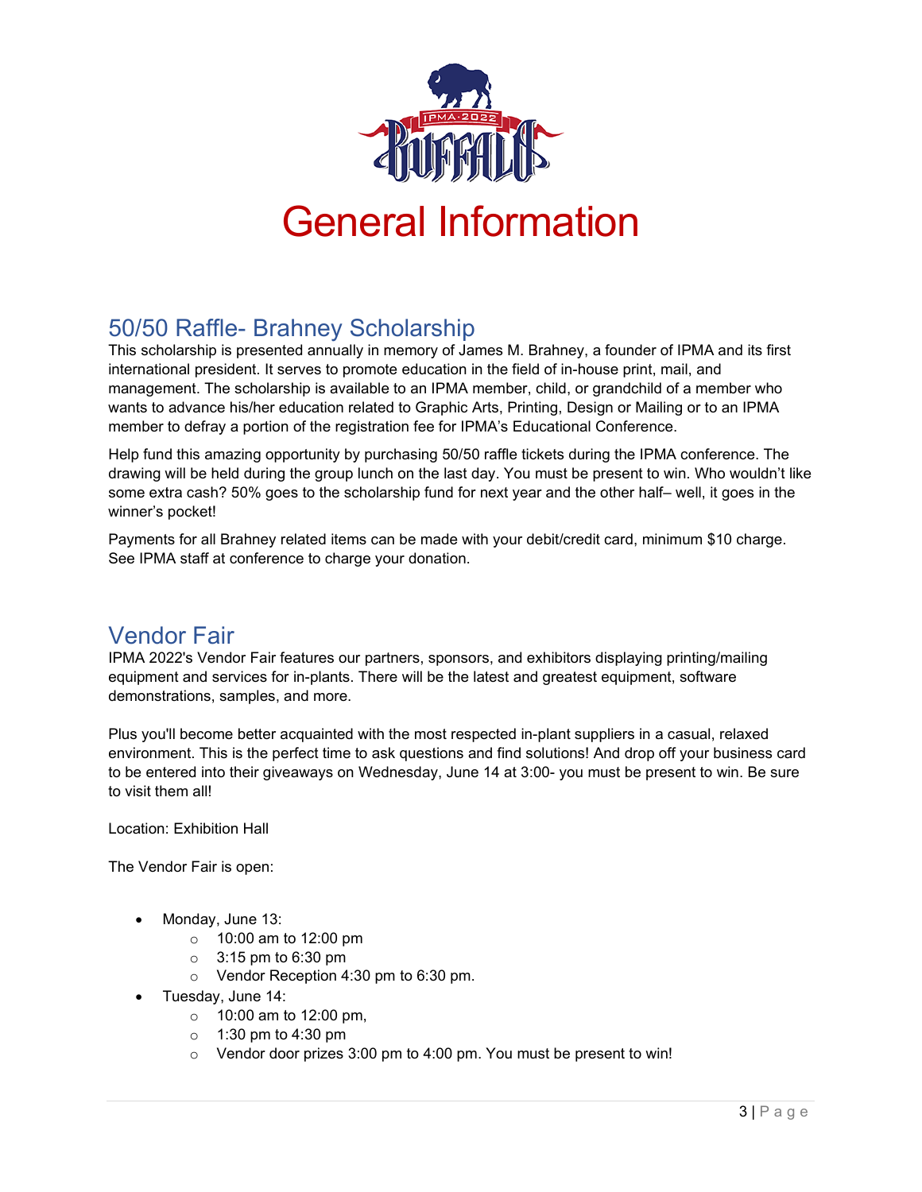# General Information

## 50/50 Raffle- Brahney Scholarship

This scholarship is presented annually in memory of James M. Brahney, a founder of IPMA and its first international president. It serves to promote education in the field of in-house print, mail, and management. The scholarship is available to an IPMA member, child, or grandchild of a member who wants to advance his/her education related to Graphic Arts, Printing, Design or Mailing or to an IPMA member to defray a portion of the registration fee for IPMA's Educational Conference.

Help fund this amazing opportunity by purchasing 50/50 raffle tickets during the IPMA conference. The drawing will be held during the group lunch on the last day. You must be present to win. Who wouldn't like some extra cash? 50% goes to the scholarship fund for next year and the other half– well, it goes in the winner's pocket!

Payments for all Brahney related items can be made with your debit/credit card, minimum $10 charge. See IPMA staff at conference to charge your donation.

## Vendor Fair

IPMA 2022's Vendor Fair features our partners, sponsors, and exhibitors displaying printing/mailing equipment and services for in-plants. There will be the latest and greatest equipment, software demonstrations, samples, and more.

Plus you'll become better acquainted with the most respected in-plant suppliers in a casual, relaxed environment. This is the perfect time to ask questions and find solutions! And drop off your business card to be entered into their giveaways on Wednesday, June 14 at 3:00- you must be present to win. Be sure to visit them all!

Location: Exhibition Hall

The Vendor Fair is open:

- Monday, June 13:
  - 10:00 am to 12:00 pm
  - 3:15 pm to 6:30 pm
  - Vendor Reception 4:30 pm to 6:30 pm.
- Tuesday, June 14:
  - 10:00 am to 12:00 pm,
  - 1:30 pm to 4:30 pm
  - Vendor door prizes 3:00 pm to 4:00 pm. You must be present to win!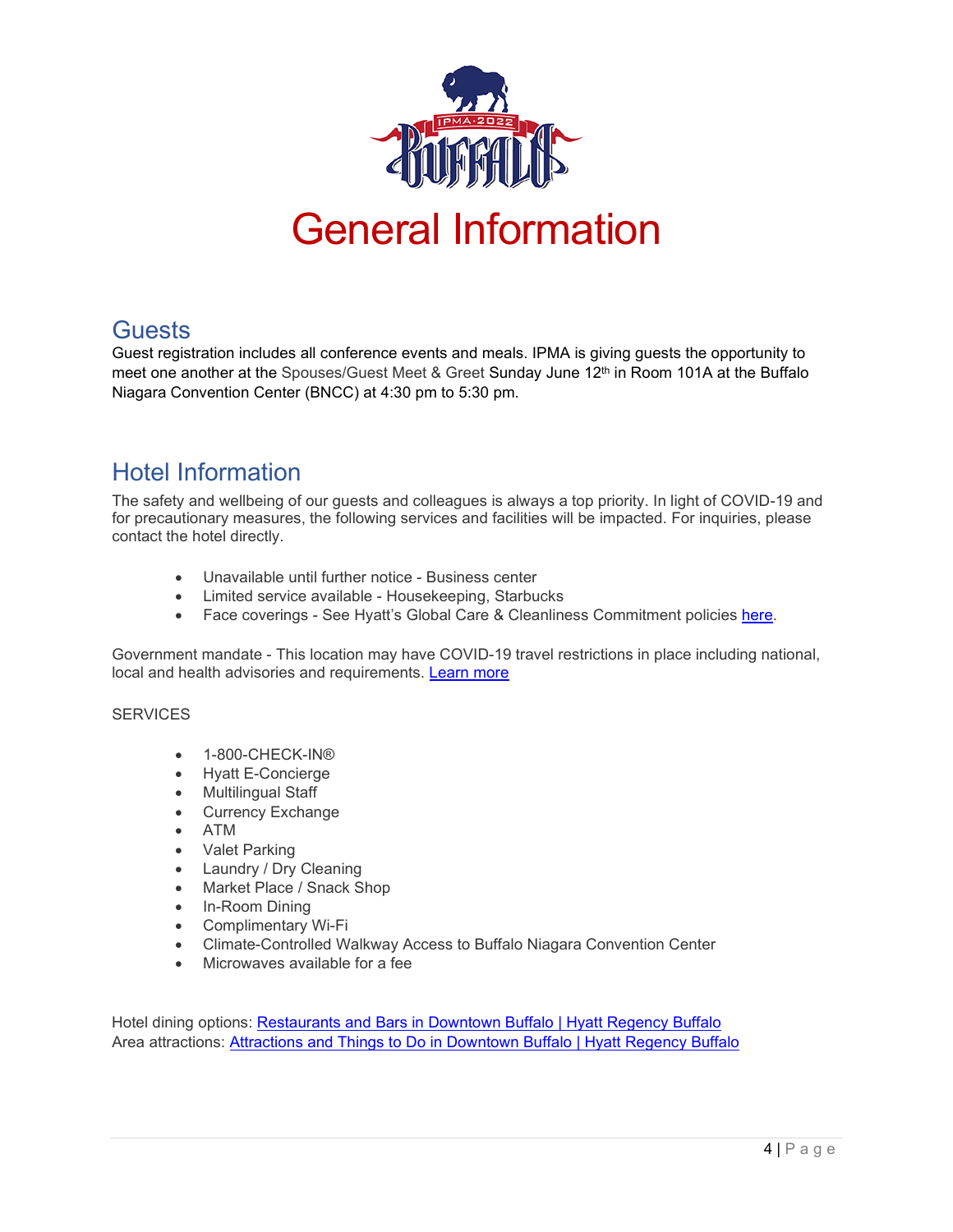# General Information

## Guests

Guest registration includes all conference events and meals. IPMA is giving guests the opportunity to meet one another at the Spouses/Guest Meet & Greet Sunday June 12th in Room 101A at the Buffalo Niagara Convention Center (BNCC) at 4:30 pm to 5:30 pm.

## Hotel Information

The safety and wellbeing of our guests and colleagues is always a top priority. In light of COVID-19 and for precautionary measures, the following services and facilities will be impacted. For inquiries, please contact the hotel directly.

- Unavailable until further notice - Business center
- Limited service available - Housekeeping, Starbucks
- Face coverings - See Hyatt's Global Care & Cleanliness Commitment policies here.

Government mandate - This location may have COVID-19 travel restrictions in place including national, local and health advisories and requirements. Learn more

SERVICES

- 1-800-CHECK-IN®
- Hyatt E-Concierge
- Multilingual Staff
- Currency Exchange
- ATM
- Valet Parking
- Laundry / Dry Cleaning
- Market Place / Snack Shop
- In-Room Dining
- Complimentary Wi-Fi
- Climate-Controlled Walkway Access to Buffalo Niagara Convention Center
- Microwaves available for a fee

Hotel dining options: Restaurants and Bars in Downtown Buffalo | Hyatt Regency Buffalo
Area attractions: Attractions and Things to Do in Downtown Buffalo | Hyatt Regency Buffalo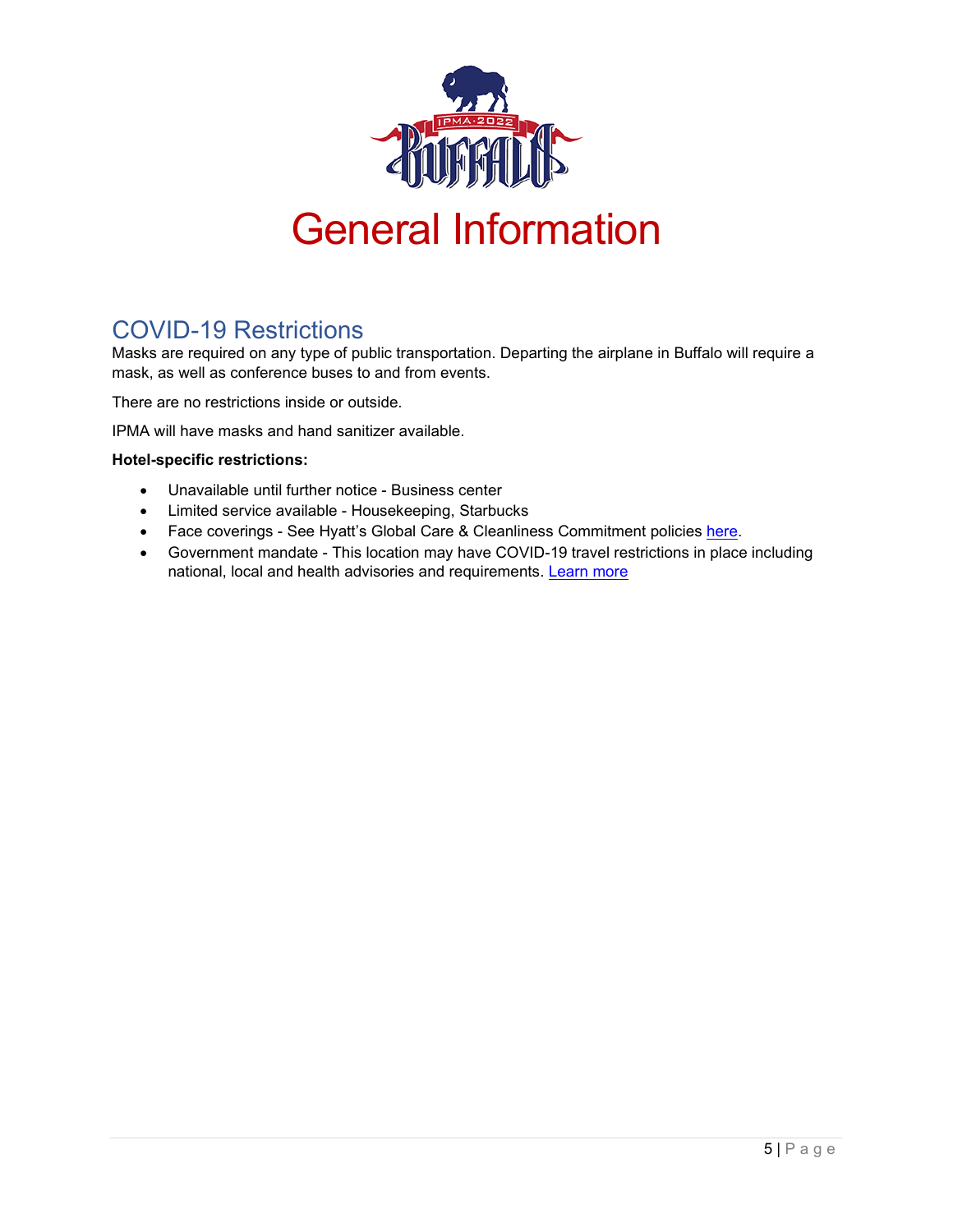# General Information

## COVID-19 Restrictions

Masks are required on any type of public transportation. Departing the airplane in Buffalo will require a mask, as well as conference buses to and from events.

There are no restrictions inside or outside.

IPMA will have masks and hand sanitizer available.

**Hotel-specific restrictions:**

- Unavailable until further notice - Business center
- Limited service available - Housekeeping, Starbucks
- Face coverings - See Hyatt's Global Care & Cleanliness Commitment policies here.
- Government mandate - This location may have COVID-19 travel restrictions in place including national, local and health advisories and requirements. Learn more